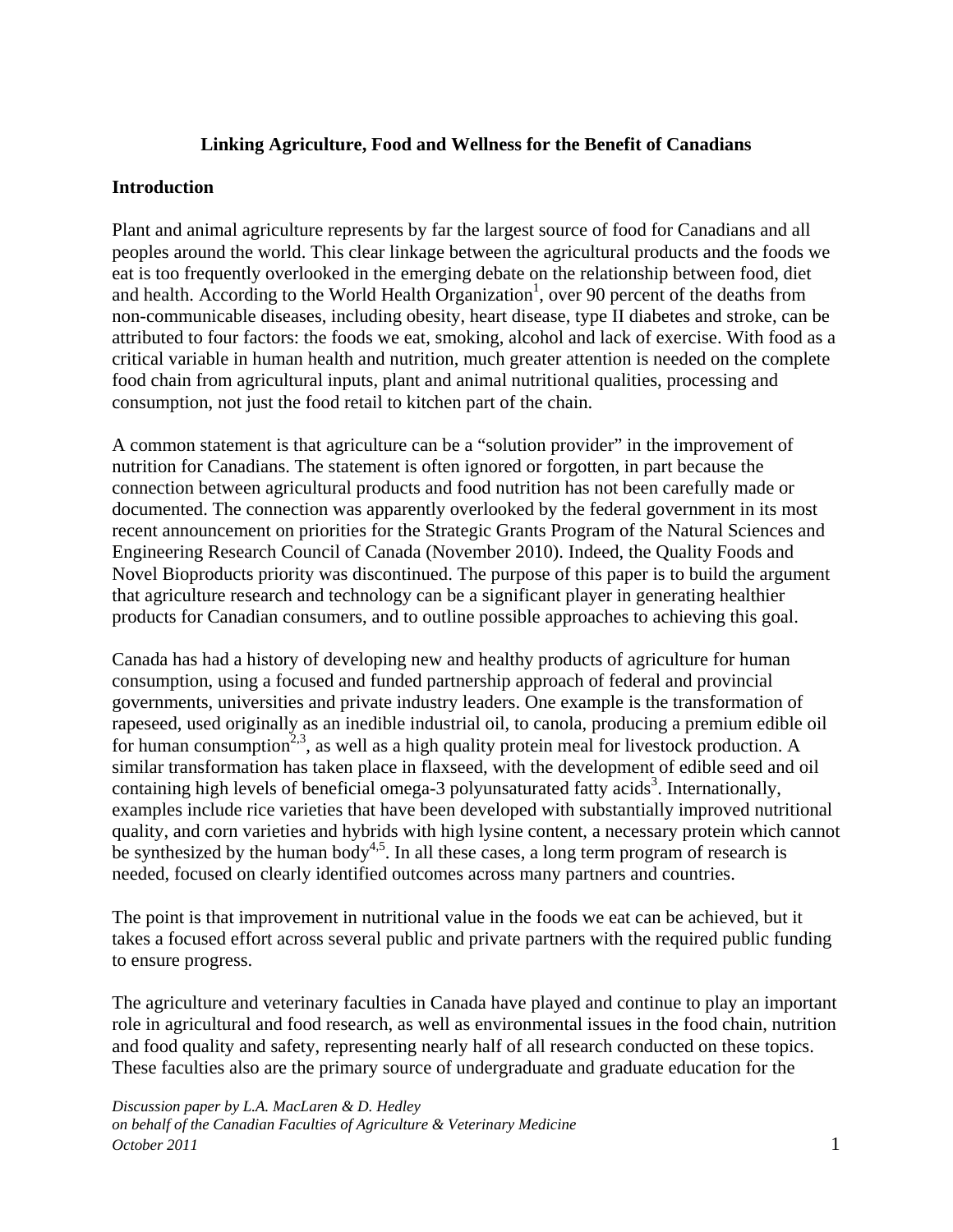**Linking Agriculture, Food and Wellness for the Benefit of Canadians**

## Introduction

Plant and animal agriculture represents by far the largest source of food for Canadians and all peoples around the world. This clear linkage between the agricultural products and the foods we eat is too frequently overlooked in the emerging debate on the relationship between food, diet and health. According to the World Health Organization[1], over 90 percent of the deaths from non-communicable diseases, including obesity, heart disease, type II diabetes and stroke, can be attributed to four factors: the foods we eat, smoking, alcohol and lack of exercise. With food as a critical variable in human health and nutrition, much greater attention is needed on the complete food chain from agricultural inputs, plant and animal nutritional qualities, processing and consumption, not just the food retail to kitchen part of the chain.

A common statement is that agriculture can be a "solution provider" in the improvement of nutrition for Canadians. The statement is often ignored or forgotten, in part because the connection between agricultural products and food nutrition has not been carefully made or documented. The connection was apparently overlooked by the federal government in its most recent announcement on priorities for the Strategic Grants Program of the Natural Sciences and Engineering Research Council of Canada (November 2010). Indeed, the Quality Foods and Novel Bioproducts priority was discontinued. The purpose of this paper is to build the argument that agriculture research and technology can be a significant player in generating healthier products for Canadian consumers, and to outline possible approaches to achieving this goal.

Canada has had a history of developing new and healthy products of agriculture for human consumption, using a focused and funded partnership approach of federal and provincial governments, universities and private industry leaders. One example is the transformation of rapeseed, used originally as an inedible industrial oil, to canola, producing a premium edible oil for human consumption[2,3], as well as a high quality protein meal for livestock production. A similar transformation has taken place in flaxseed, with the development of edible seed and oil containing high levels of beneficial omega-3 polyunsaturated fatty acids[3]. Internationally, examples include rice varieties that have been developed with substantially improved nutritional quality, and corn varieties and hybrids with high lysine content, a necessary protein which cannot be synthesized by the human body[4,5]. In all these cases, a long term program of research is needed, focused on clearly identified outcomes across many partners and countries.

The point is that improvement in nutritional value in the foods we eat can be achieved, but it takes a focused effort across several public and private partners with the required public funding to ensure progress.

The agriculture and veterinary faculties in Canada have played and continue to play an important role in agricultural and food research, as well as environmental issues in the food chain, nutrition and food quality and safety, representing nearly half of all research conducted on these topics. These faculties also are the primary source of undergraduate and graduate education for the

*Discussion paper by L.A. MacLaren & D. Hedley*
*on behalf of the Canadian Faculties of Agriculture & Veterinary Medicine*
*October 2011*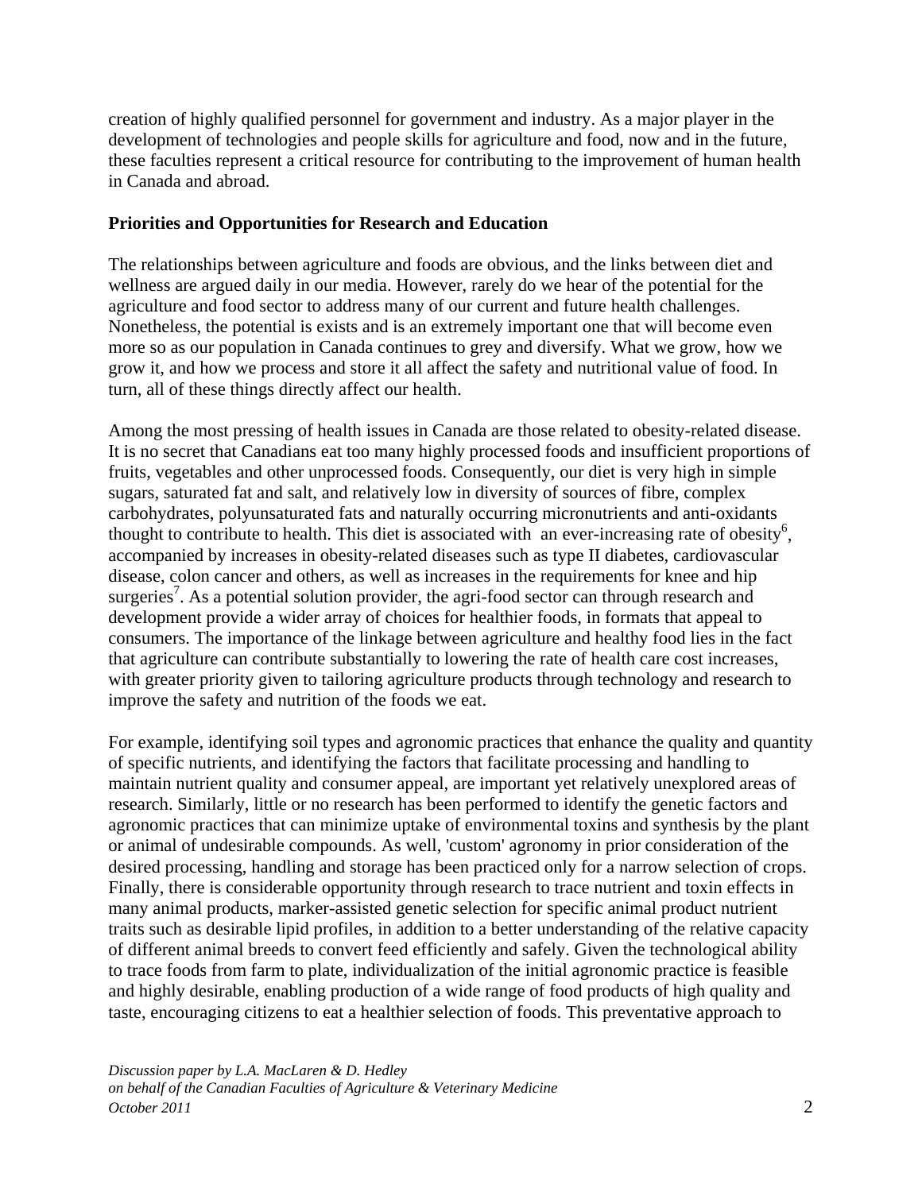creation of highly qualified personnel for government and industry. As a major player in the development of technologies and people skills for agriculture and food, now and in the future, these faculties represent a critical resource for contributing to the improvement of human health in Canada and abroad.

**Priorities and Opportunities for Research and Education**

The relationships between agriculture and foods are obvious, and the links between diet and wellness are argued daily in our media. However, rarely do we hear of the potential for the agriculture and food sector to address many of our current and future health challenges. Nonetheless, the potential is exists and is an extremely important one that will become even more so as our population in Canada continues to grey and diversify. What we grow, how we grow it, and how we process and store it all affect the safety and nutritional value of food. In turn, all of these things directly affect our health.

Among the most pressing of health issues in Canada are those related to obesity-related disease. It is no secret that Canadians eat too many highly processed foods and insufficient proportions of fruits, vegetables and other unprocessed foods. Consequently, our diet is very high in simple sugars, saturated fat and salt, and relatively low in diversity of sources of fibre, complex carbohydrates, polyunsaturated fats and naturally occurring micronutrients and anti-oxidants thought to contribute to health. This diet is associated with an ever-increasing rate of obesity[6], accompanied by increases in obesity-related diseases such as type II diabetes, cardiovascular disease, colon cancer and others, as well as increases in the requirements for knee and hip surgeries[7]. As a potential solution provider, the agri-food sector can through research and development provide a wider array of choices for healthier foods, in formats that appeal to consumers. The importance of the linkage between agriculture and healthy food lies in the fact that agriculture can contribute substantially to lowering the rate of health care cost increases, with greater priority given to tailoring agriculture products through technology and research to improve the safety and nutrition of the foods we eat.

For example, identifying soil types and agronomic practices that enhance the quality and quantity of specific nutrients, and identifying the factors that facilitate processing and handling to maintain nutrient quality and consumer appeal, are important yet relatively unexplored areas of research. Similarly, little or no research has been performed to identify the genetic factors and agronomic practices that can minimize uptake of environmental toxins and synthesis by the plant or animal of undesirable compounds. As well, 'custom' agronomy in prior consideration of the desired processing, handling and storage has been practiced only for a narrow selection of crops. Finally, there is considerable opportunity through research to trace nutrient and toxin effects in many animal products, marker-assisted genetic selection for specific animal product nutrient traits such as desirable lipid profiles, in addition to a better understanding of the relative capacity of different animal breeds to convert feed efficiently and safely. Given the technological ability to trace foods from farm to plate, individualization of the initial agronomic practice is feasible and highly desirable, enabling production of a wide range of food products of high quality and taste, encouraging citizens to eat a healthier selection of foods. This preventative approach to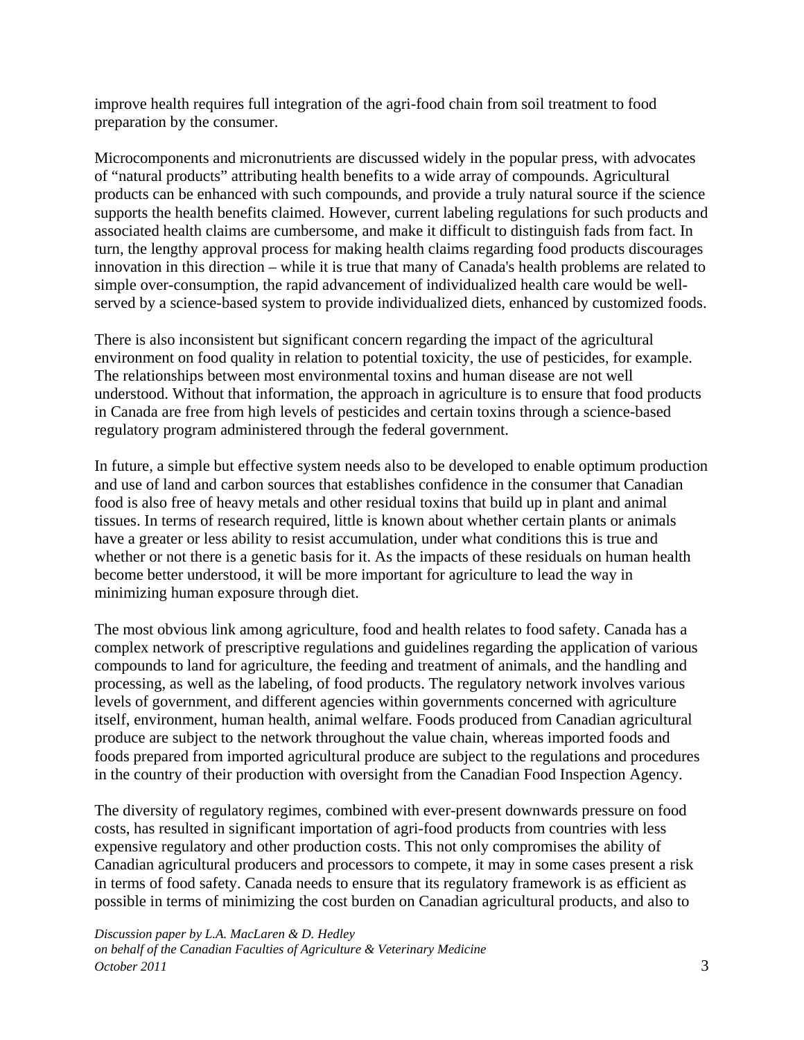improve health requires full integration of the agri-food chain from soil treatment to food preparation by the consumer.

Microcomponents and micronutrients are discussed widely in the popular press, with advocates of "natural products" attributing health benefits to a wide array of compounds. Agricultural products can be enhanced with such compounds, and provide a truly natural source if the science supports the health benefits claimed. However, current labeling regulations for such products and associated health claims are cumbersome, and make it difficult to distinguish fads from fact. In turn, the lengthy approval process for making health claims regarding food products discourages innovation in this direction – while it is true that many of Canada's health problems are related to simple over-consumption, the rapid advancement of individualized health care would be well-served by a science-based system to provide individualized diets, enhanced by customized foods.

There is also inconsistent but significant concern regarding the impact of the agricultural environment on food quality in relation to potential toxicity, the use of pesticides, for example. The relationships between most environmental toxins and human disease are not well understood. Without that information, the approach in agriculture is to ensure that food products in Canada are free from high levels of pesticides and certain toxins through a science-based regulatory program administered through the federal government.

In future, a simple but effective system needs also to be developed to enable optimum production and use of land and carbon sources that establishes confidence in the consumer that Canadian food is also free of heavy metals and other residual toxins that build up in plant and animal tissues. In terms of research required, little is known about whether certain plants or animals have a greater or less ability to resist accumulation, under what conditions this is true and whether or not there is a genetic basis for it. As the impacts of these residuals on human health become better understood, it will be more important for agriculture to lead the way in minimizing human exposure through diet.

The most obvious link among agriculture, food and health relates to food safety. Canada has a complex network of prescriptive regulations and guidelines regarding the application of various compounds to land for agriculture, the feeding and treatment of animals, and the handling and processing, as well as the labeling, of food products. The regulatory network involves various levels of government, and different agencies within governments concerned with agriculture itself, environment, human health, animal welfare. Foods produced from Canadian agricultural produce are subject to the network throughout the value chain, whereas imported foods and foods prepared from imported agricultural produce are subject to the regulations and procedures in the country of their production with oversight from the Canadian Food Inspection Agency.

The diversity of regulatory regimes, combined with ever-present downwards pressure on food costs, has resulted in significant importation of agri-food products from countries with less expensive regulatory and other production costs. This not only compromises the ability of Canadian agricultural producers and processors to compete, it may in some cases present a risk in terms of food safety. Canada needs to ensure that its regulatory framework is as efficient as possible in terms of minimizing the cost burden on Canadian agricultural products, and also to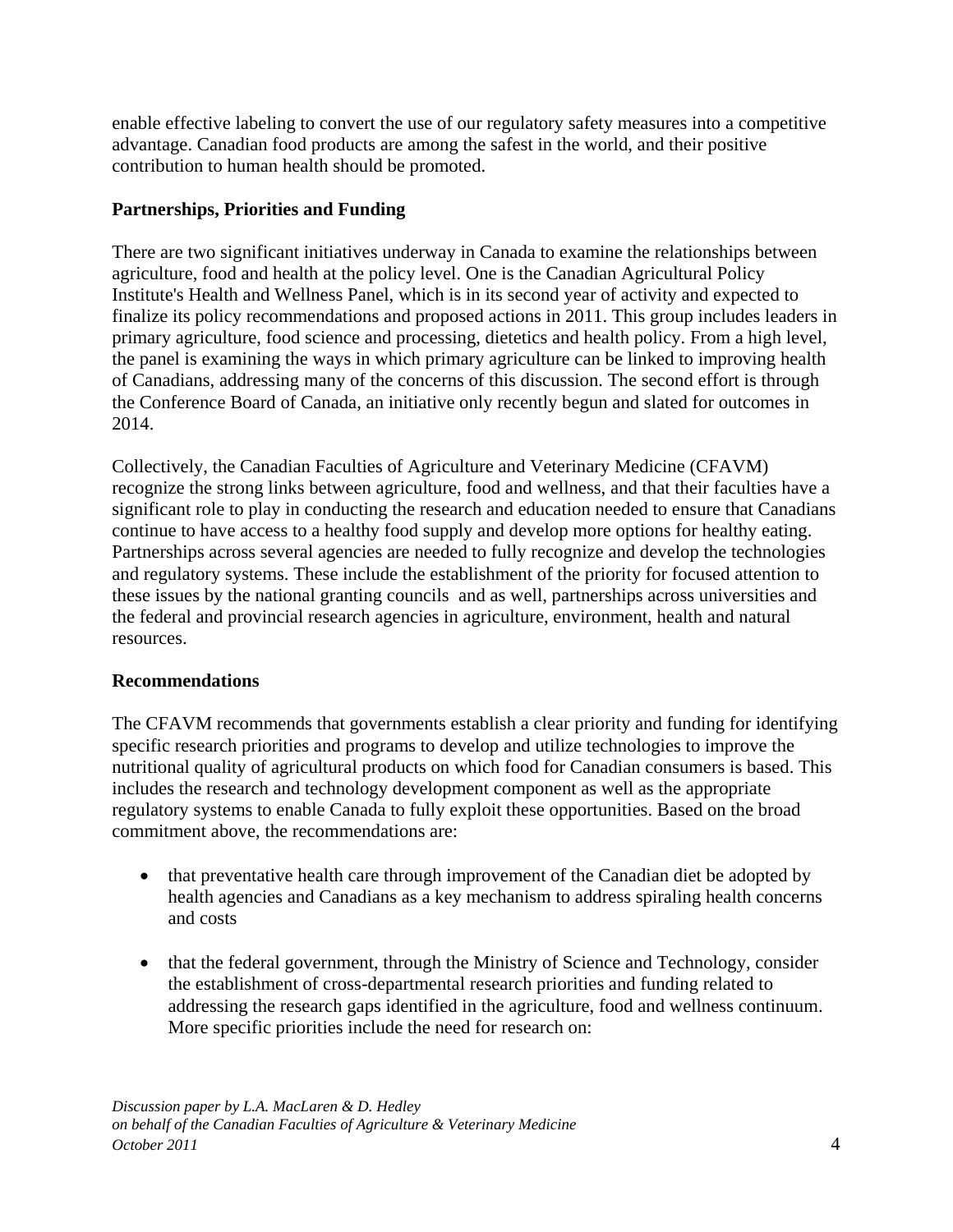enable effective labeling to convert the use of our regulatory safety measures into a competitive advantage. Canadian food products are among the safest in the world, and their positive contribution to human health should be promoted.

**Partnerships, Priorities and Funding**

There are two significant initiatives underway in Canada to examine the relationships between agriculture, food and health at the policy level. One is the Canadian Agricultural Policy Institute's Health and Wellness Panel, which is in its second year of activity and expected to finalize its policy recommendations and proposed actions in 2011. This group includes leaders in primary agriculture, food science and processing, dietetics and health policy. From a high level, the panel is examining the ways in which primary agriculture can be linked to improving health of Canadians, addressing many of the concerns of this discussion. The second effort is through the Conference Board of Canada, an initiative only recently begun and slated for outcomes in 2014.

Collectively, the Canadian Faculties of Agriculture and Veterinary Medicine (CFAVM) recognize the strong links between agriculture, food and wellness, and that their faculties have a significant role to play in conducting the research and education needed to ensure that Canadians continue to have access to a healthy food supply and develop more options for healthy eating. Partnerships across several agencies are needed to fully recognize and develop the technologies and regulatory systems. These include the establishment of the priority for focused attention to these issues by the national granting councils and as well, partnerships across universities and the federal and provincial research agencies in agriculture, environment, health and natural resources.

**Recommendations**

The CFAVM recommends that governments establish a clear priority and funding for identifying specific research priorities and programs to develop and utilize technologies to improve the nutritional quality of agricultural products on which food for Canadian consumers is based. This includes the research and technology development component as well as the appropriate regulatory systems to enable Canada to fully exploit these opportunities. Based on the broad commitment above, the recommendations are:

- that preventative health care through improvement of the Canadian diet be adopted by health agencies and Canadians as a key mechanism to address spiraling health concerns and costs

- that the federal government, through the Ministry of Science and Technology, consider the establishment of cross-departmental research priorities and funding related to addressing the research gaps identified in the agriculture, food and wellness continuum. More specific priorities include the need for research on: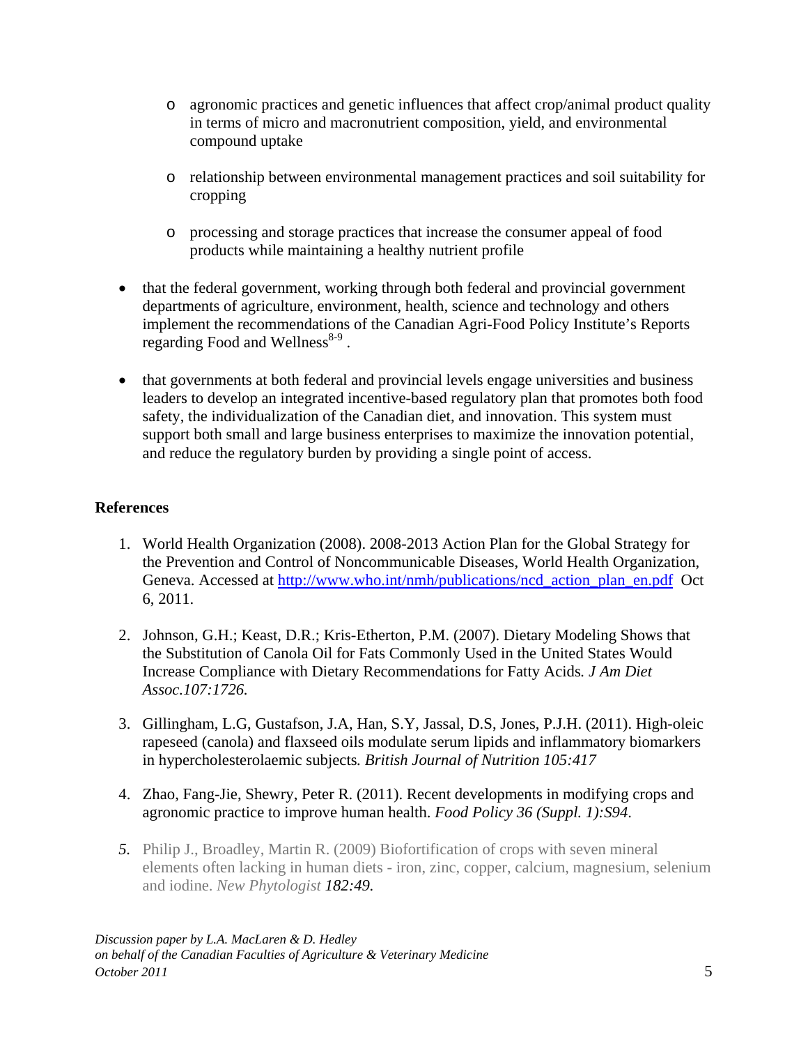- agronomic practices and genetic influences that affect crop/animal product quality in terms of micro and macronutrient composition, yield, and environmental compound uptake

  - relationship between environmental management practices and soil suitability for cropping

  - processing and storage practices that increase the consumer appeal of food products while maintaining a healthy nutrient profile

- that the federal government, working through both federal and provincial government departments of agriculture, environment, health, science and technology and others implement the recommendations of the Canadian Agri-Food Policy Institute's Reports regarding Food and Wellness[8-9] .

- that governments at both federal and provincial levels engage universities and business leaders to develop an integrated incentive-based regulatory plan that promotes both food safety, the individualization of the Canadian diet, and innovation. This system must support both small and large business enterprises to maximize the innovation potential, and reduce the regulatory burden by providing a single point of access.

**References**

1. World Health Organization (2008). 2008-2013 Action Plan for the Global Strategy for the Prevention and Control of Noncommunicable Diseases, World Health Organization, Geneva. Accessed at http://www.who.int/nmh/publications/ncd_action_plan_en.pdf Oct 6, 2011.

2. Johnson, G.H.; Keast, D.R.; Kris-Etherton, P.M. (2007). Dietary Modeling Shows that the Substitution of Canola Oil for Fats Commonly Used in the United States Would Increase Compliance with Dietary Recommendations for Fatty Acids. *J Am Diet Assoc.107:1726.*

3. Gillingham, L.G, Gustafson, J.A, Han, S.Y, Jassal, D.S, Jones, P.J.H. (2011). High-oleic rapeseed (canola) and flaxseed oils modulate serum lipids and inflammatory biomarkers in hypercholesterolaemic subjects. *British Journal of Nutrition 105:417*

4. Zhao, Fang-Jie, Shewry, Peter R. (2011). Recent developments in modifying crops and agronomic practice to improve human health. *Food Policy 36 (Suppl. 1):S94*.

5. Philip J., Broadley, Martin R. (2009) Biofortification of crops with seven mineral elements often lacking in human diets - iron, zinc, copper, calcium, magnesium, selenium and iodine. *New Phytologist 182:49.*

*Discussion paper by L.A. MacLaren & D. Hedley*
*on behalf of the Canadian Faculties of Agriculture & Veterinary Medicine*
*October 2011*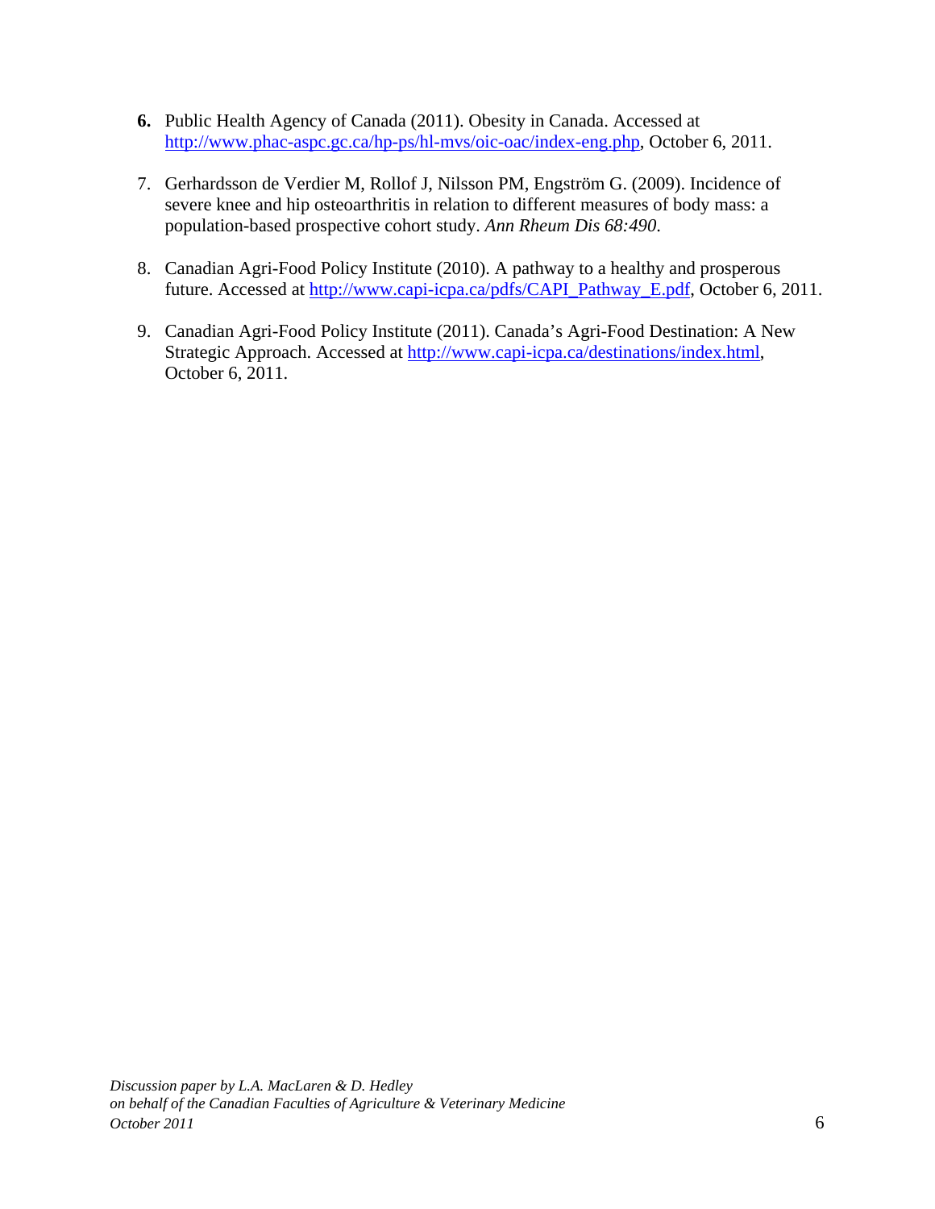6. Public Health Agency of Canada (2011). Obesity in Canada. Accessed at http://www.phac-aspc.gc.ca/hp-ps/hl-mvs/oic-oac/index-eng.php, October 6, 2011.

7. Gerhardsson de Verdier M, Rollof J, Nilsson PM, Engström G. (2009). Incidence of severe knee and hip osteoarthritis in relation to different measures of body mass: a population-based prospective cohort study. *Ann Rheum Dis 68:490*.

8. Canadian Agri-Food Policy Institute (2010). A pathway to a healthy and prosperous future. Accessed at http://www.capi-icpa.ca/pdfs/CAPI_Pathway_E.pdf, October 6, 2011.

9. Canadian Agri-Food Policy Institute (2011). Canada's Agri-Food Destination: A New Strategic Approach. Accessed at http://www.capi-icpa.ca/destinations/index.html, October 6, 2011.